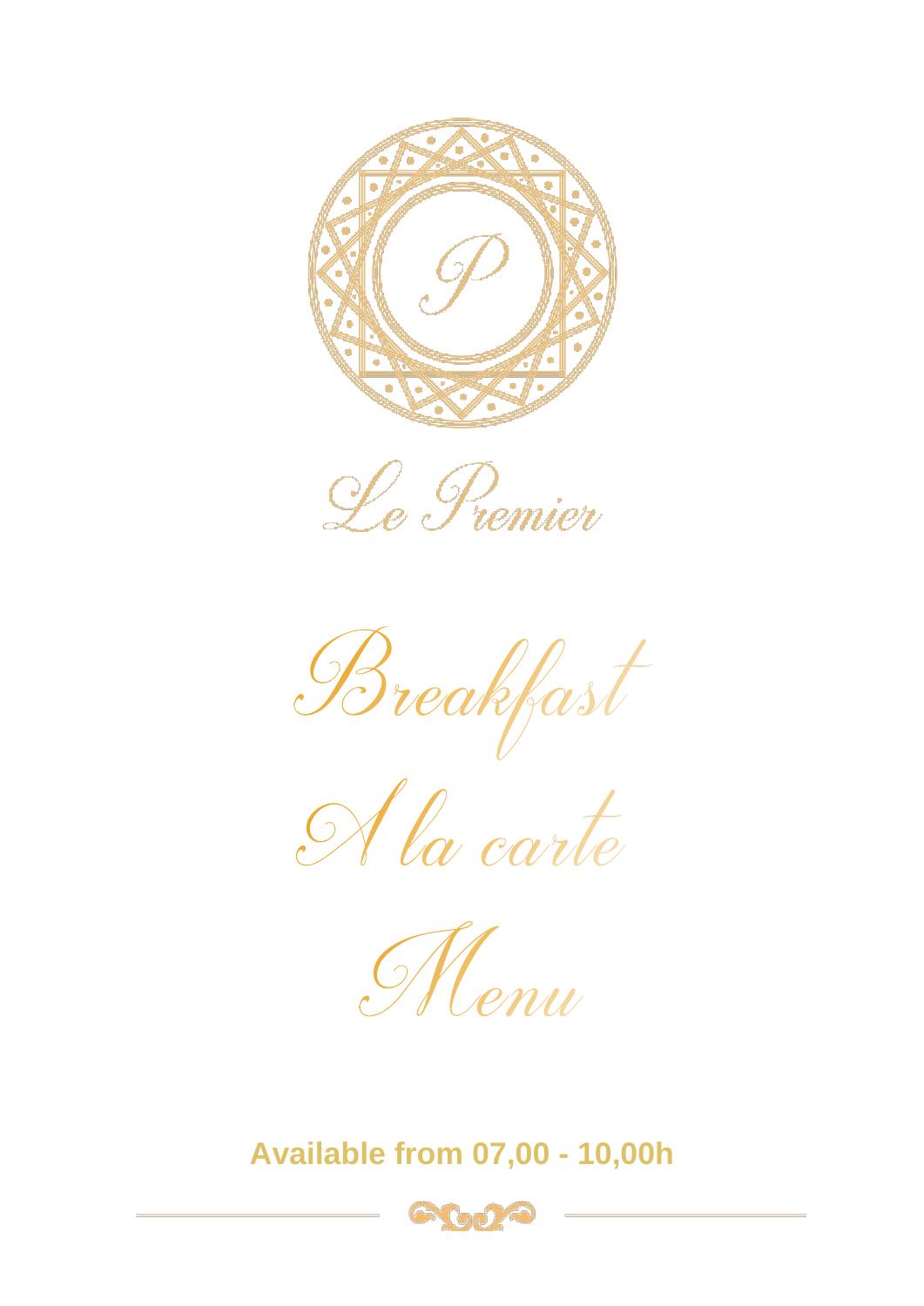# Le Premier

# Breakfast

# A la carte

# Menu

**Available from 07,00 - 10,00h**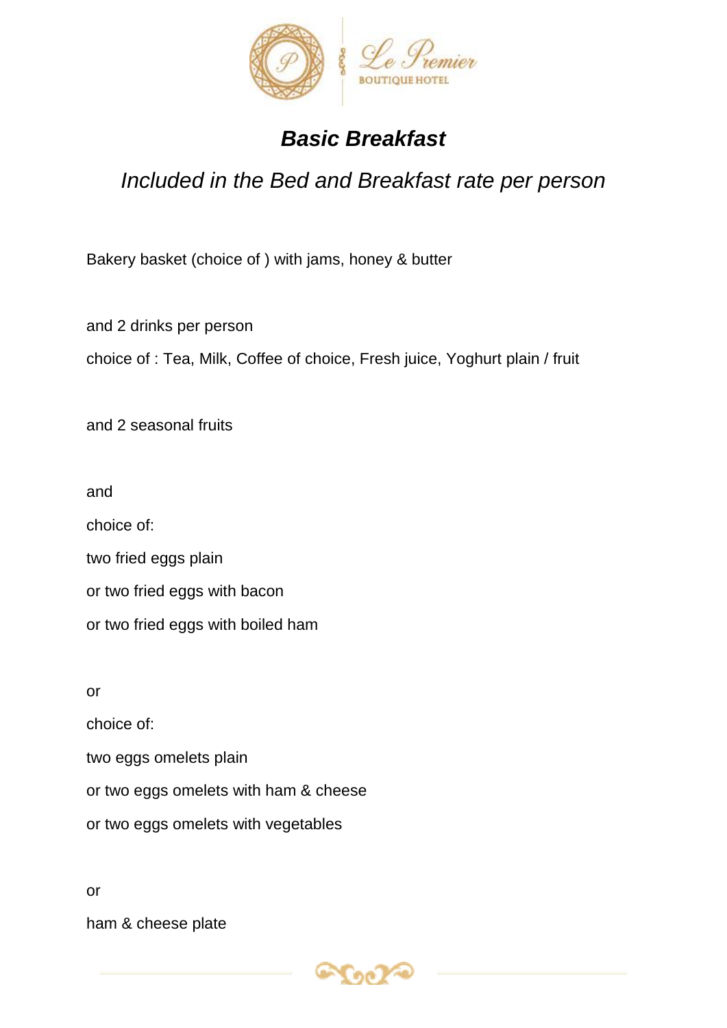# ***Basic Breakfast***

*Included in the Bed and Breakfast rate per person*

Bakery basket (choice of ) with jams, honey & butter

and 2 drinks per person

choice of : Tea, Milk, Coffee of choice, Fresh juice, Yoghurt plain / fruit

and 2 seasonal fruits

and

choice of:

two fried eggs plain

or two fried eggs with bacon

or two fried eggs with boiled ham

or

choice of:

two eggs omelets plain

or two eggs omelets with ham & cheese

or two eggs omelets with vegetables

or

ham & cheese plate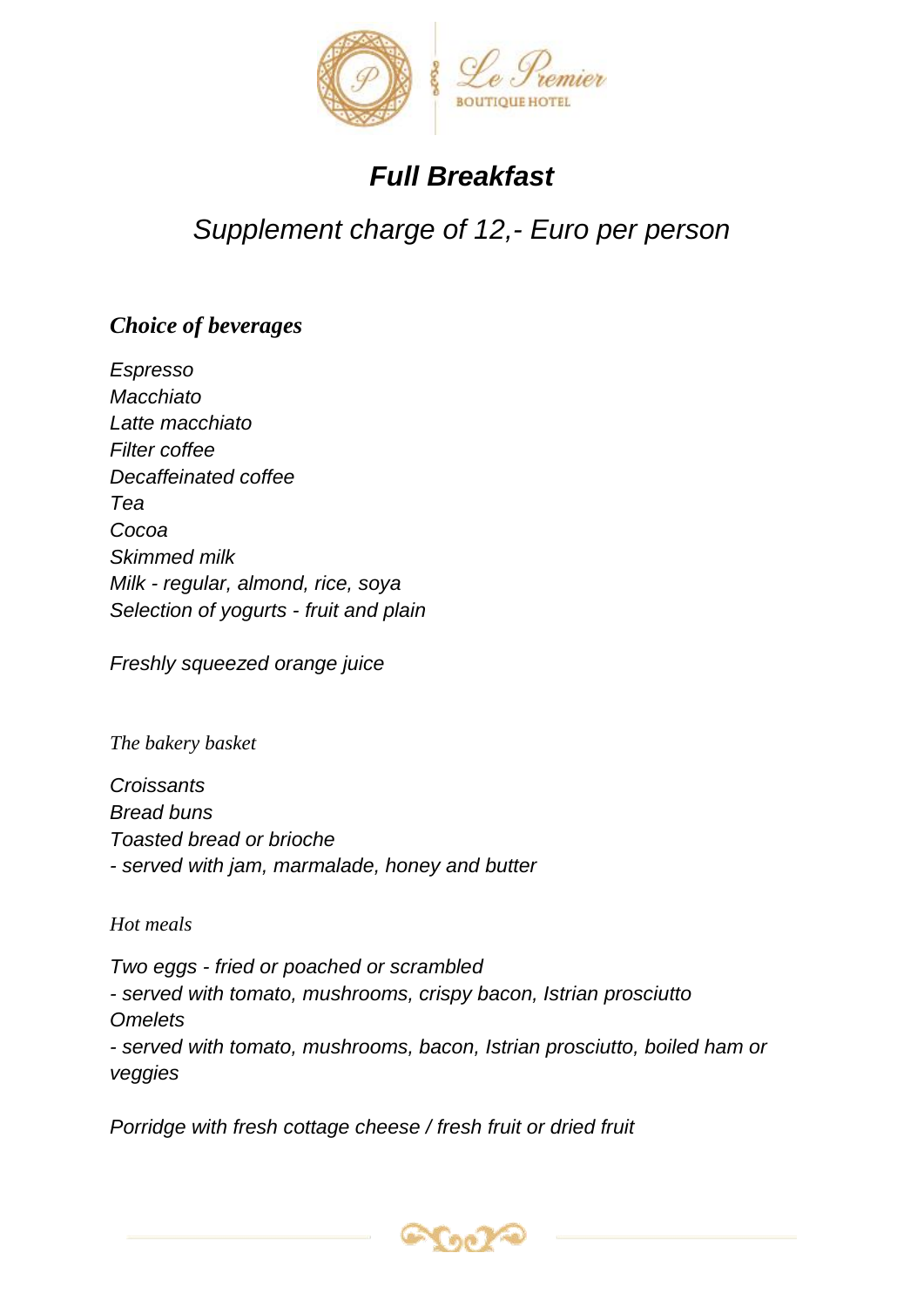# ***Full Breakfast***

## *Supplement charge of 12,- Euro per person*

### ***Choice of beverages***

*Espresso*
*Macchiato*
*Latte macchiato*
*Filter coffee*
*Decaffeinated coffee*
*Tea*
*Cocoa*
*Skimmed milk*
*Milk - regular, almond, rice, soya*
*Selection of yogurts - fruit and plain*

*Freshly squeezed orange juice*

*The bakery basket*

*Croissants*
*Bread buns*
*Toasted bread or brioche*
*- served with jam, marmalade, honey and butter*

*Hot meals*

*Two eggs - fried or poached or scrambled*
*- served with tomato, mushrooms, crispy bacon, Istrian prosciutto*
*Omelets*
*- served with tomato, mushrooms, bacon, Istrian prosciutto, boiled ham or veggies*

*Porridge with fresh cottage cheese / fresh fruit or dried fruit*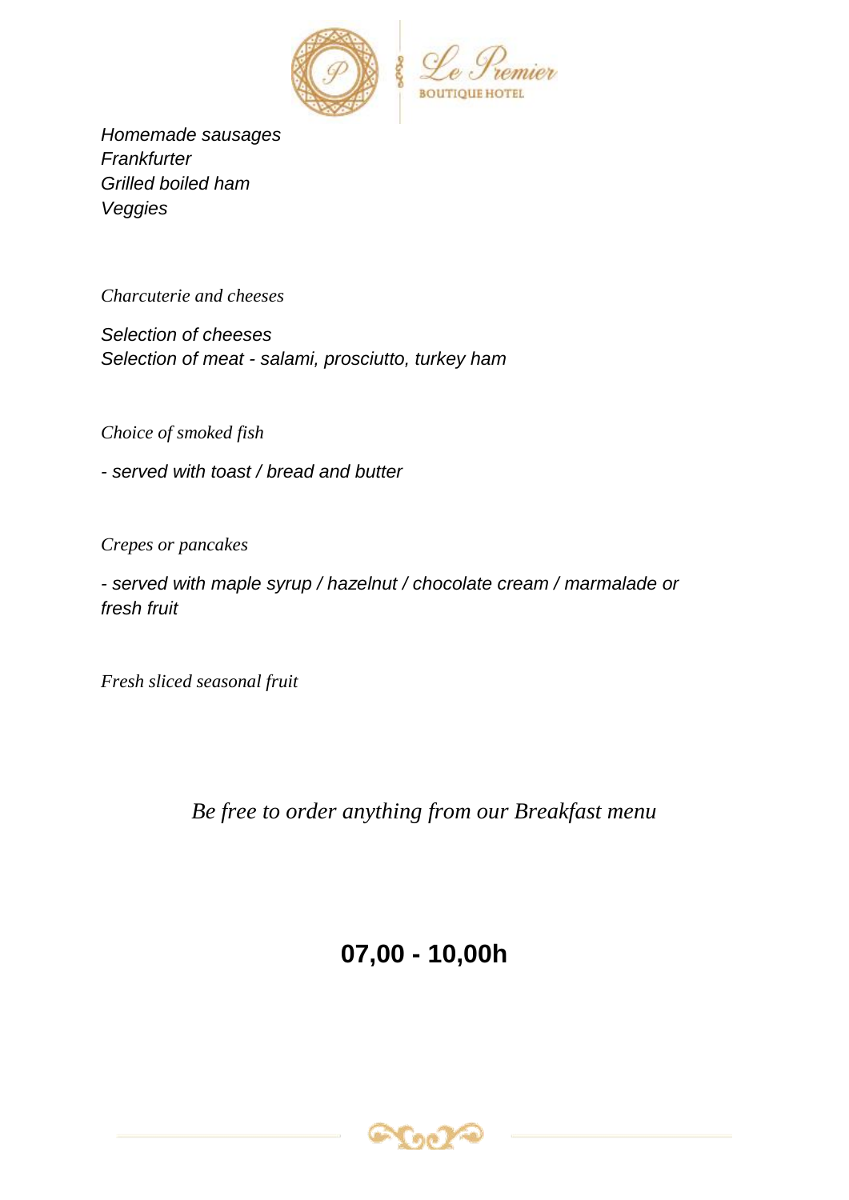*Homemade sausages*
*Frankfurter*
*Grilled boiled ham*
*Veggies*

*Charcuterie and cheeses*

*Selection of cheeses*
*Selection of meat - salami, prosciutto, turkey ham*

*Choice of smoked fish*

*- served with toast / bread and butter*

*Crepes or pancakes*

*- served with maple syrup / hazelnut / chocolate cream / marmalade or fresh fruit*

*Fresh sliced seasonal fruit*

*Be free to order anything from our Breakfast menu*

**07,00 - 10,00h**